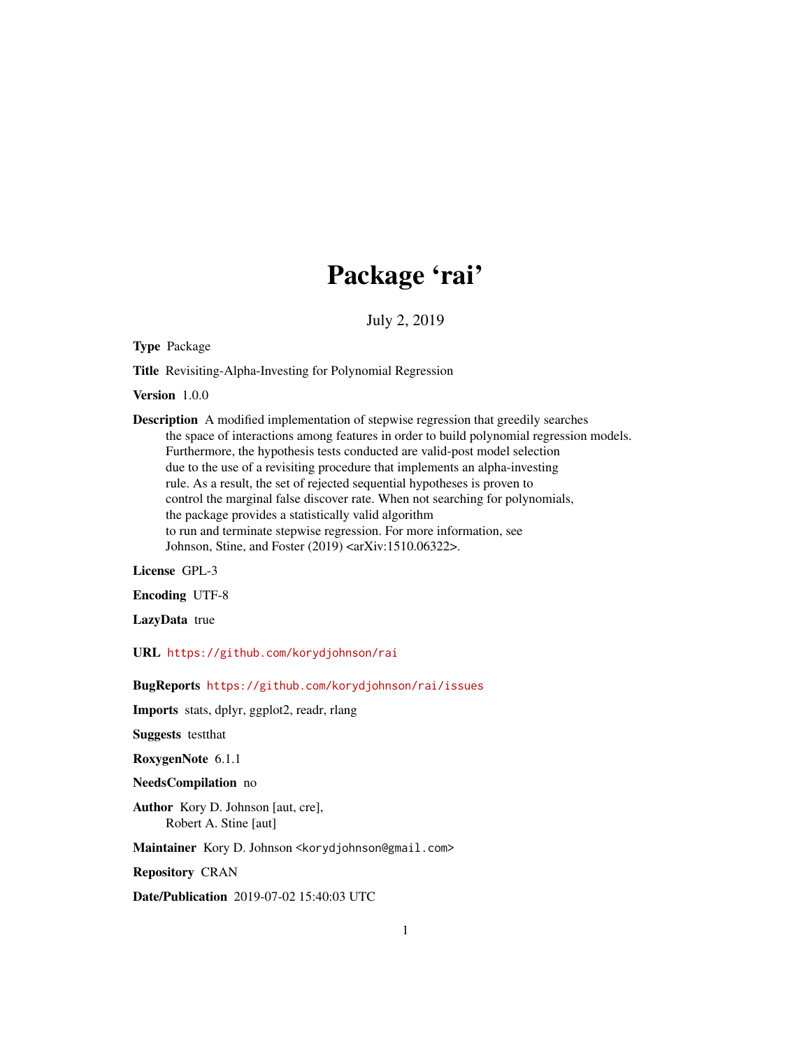# Package 'rai'

July 2, 2019

**Type** Package

**Title** Revisiting-Alpha-Investing for Polynomial Regression

**Version** 1.0.0

**Description** A modified implementation of stepwise regression that greedily searches the space of interactions among features in order to build polynomial regression models. Furthermore, the hypothesis tests conducted are valid-post model selection due to the use of a revisiting procedure that implements an alpha-investing rule. As a result, the set of rejected sequential hypotheses is proven to control the marginal false discover rate. When not searching for polynomials, the package provides a statistically valid algorithm to run and terminate stepwise regression. For more information, see Johnson, Stine, and Foster (2019) <arXiv:1510.06322>.

**License** GPL-3

**Encoding** UTF-8

**LazyData** true

**URL** https://github.com/korydjohnson/rai

**BugReports** https://github.com/korydjohnson/rai/issues

**Imports** stats, dplyr, ggplot2, readr, rlang

**Suggests** testthat

**RoxygenNote** 6.1.1

**NeedsCompilation** no

**Author** Kory D. Johnson [aut, cre],
Robert A. Stine [aut]

**Maintainer** Kory D. Johnson <korydjohnson@gmail.com>

**Repository** CRAN

**Date/Publication** 2019-07-02 15:40:03 UTC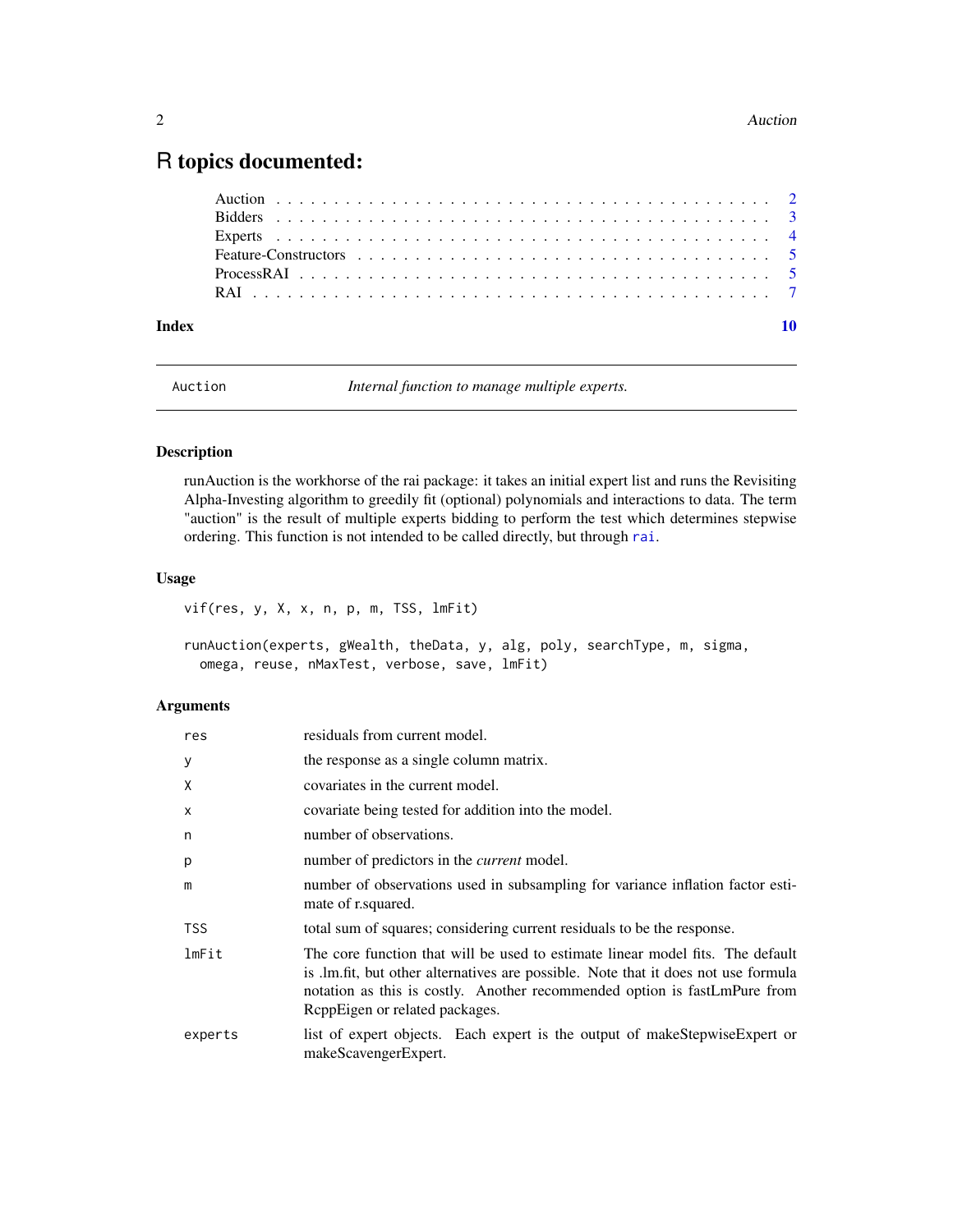# R topics documented:

Auction . . . . . . . . . . . . . . . . . . . . . . . . . . . . . . . . . . . . . . . . . . . 2
Bidders . . . . . . . . . . . . . . . . . . . . . . . . . . . . . . . . . . . . . . . . . . . 3
Experts . . . . . . . . . . . . . . . . . . . . . . . . . . . . . . . . . . . . . . . . . . . 4
Feature-Constructors . . . . . . . . . . . . . . . . . . . . . . . . . . . . . . . . . . 5
ProcessRAI . . . . . . . . . . . . . . . . . . . . . . . . . . . . . . . . . . . . . . . . . 5
RAI . . . . . . . . . . . . . . . . . . . . . . . . . . . . . . . . . . . . . . . . . . . . . 7

**Index** 10

---

## Auction — *Internal function to manage multiple experts.*

### Description

runAuction is the workhorse of the rai package: it takes an initial expert list and runs the Revisiting Alpha-Investing algorithm to greedily fit (optional) polynomials and interactions to data. The term "auction" is the result of multiple experts bidding to perform the test which determines stepwise ordering. This function is not intended to be called directly, but through rai.

### Usage

```
vif(res, y, X, x, n, p, m, TSS, lmFit)

runAuction(experts, gWealth, theData, y, alg, poly, searchType, m, sigma,
  omega, reuse, nMaxTest, verbose, save, lmFit)
```

### Arguments

| | |
|---|---|
| `res` | residuals from current model. |
| `y` | the response as a single column matrix. |
| `X` | covariates in the current model. |
| `x` | covariate being tested for addition into the model. |
| `n` | number of observations. |
| `p` | number of predictors in the *current* model. |
| `m` | number of observations used in subsampling for variance inflation factor estimate of r.squared. |
| `TSS` | total sum of squares; considering current residuals to be the response. |
| `lmFit` | The core function that will be used to estimate linear model fits. The default is .lm.fit, but other alternatives are possible. Note that it does not use formula notation as this is costly. Another recommended option is fastLmPure from RcppEigen or related packages. |
| `experts` | list of expert objects. Each expert is the output of makeStepwiseExpert or makeScavengerExpert. |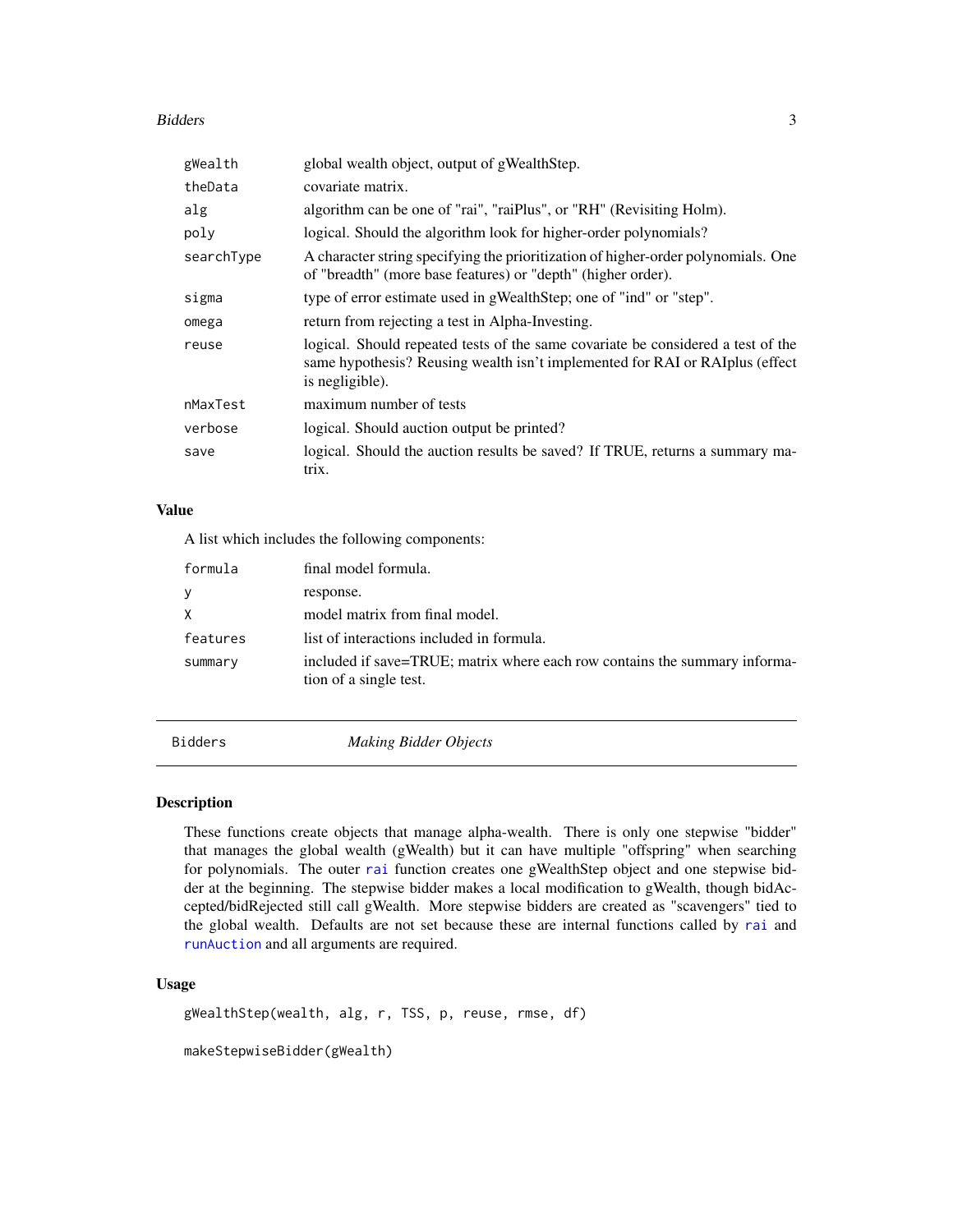| | |
|---|---|
| gWealth | global wealth object, output of gWealthStep. |
| theData | covariate matrix. |
| alg | algorithm can be one of "rai", "raiPlus", or "RH" (Revisiting Holm). |
| poly | logical. Should the algorithm look for higher-order polynomials? |
| searchType | A character string specifying the prioritization of higher-order polynomials. One of "breadth" (more base features) or "depth" (higher order). |
| sigma | type of error estimate used in gWealthStep; one of "ind" or "step". |
| omega | return from rejecting a test in Alpha-Investing. |
| reuse | logical. Should repeated tests of the same covariate be considered a test of the same hypothesis? Reusing wealth isn't implemented for RAI or RAIplus (effect is negligible). |
| nMaxTest | maximum number of tests |
| verbose | logical. Should auction output be printed? |
| save | logical. Should the auction results be saved? If TRUE, returns a summary matrix. |

### Value

A list which includes the following components:

| | |
|---|---|
| formula | final model formula. |
| y | response. |
| X | model matrix from final model. |
| features | list of interactions included in formula. |
| summary | included if save=TRUE; matrix where each row contains the summary information of a single test. |

---

## Bidders *Making Bidder Objects*

### Description

These functions create objects that manage alpha-wealth. There is only one stepwise "bidder" that manages the global wealth (gWealth) but it can have multiple "offspring" when searching for polynomials. The outer rai function creates one gWealthStep object and one stepwise bidder at the beginning. The stepwise bidder makes a local modification to gWealth, though bidAccepted/bidRejected still call gWealth. More stepwise bidders are created as "scavengers" tied to the global wealth. Defaults are not set because these are internal functions called by rai and runAuction and all arguments are required.

### Usage

```
gWealthStep(wealth, alg, r, TSS, p, reuse, rmse, df)

makeStepwiseBidder(gWealth)
```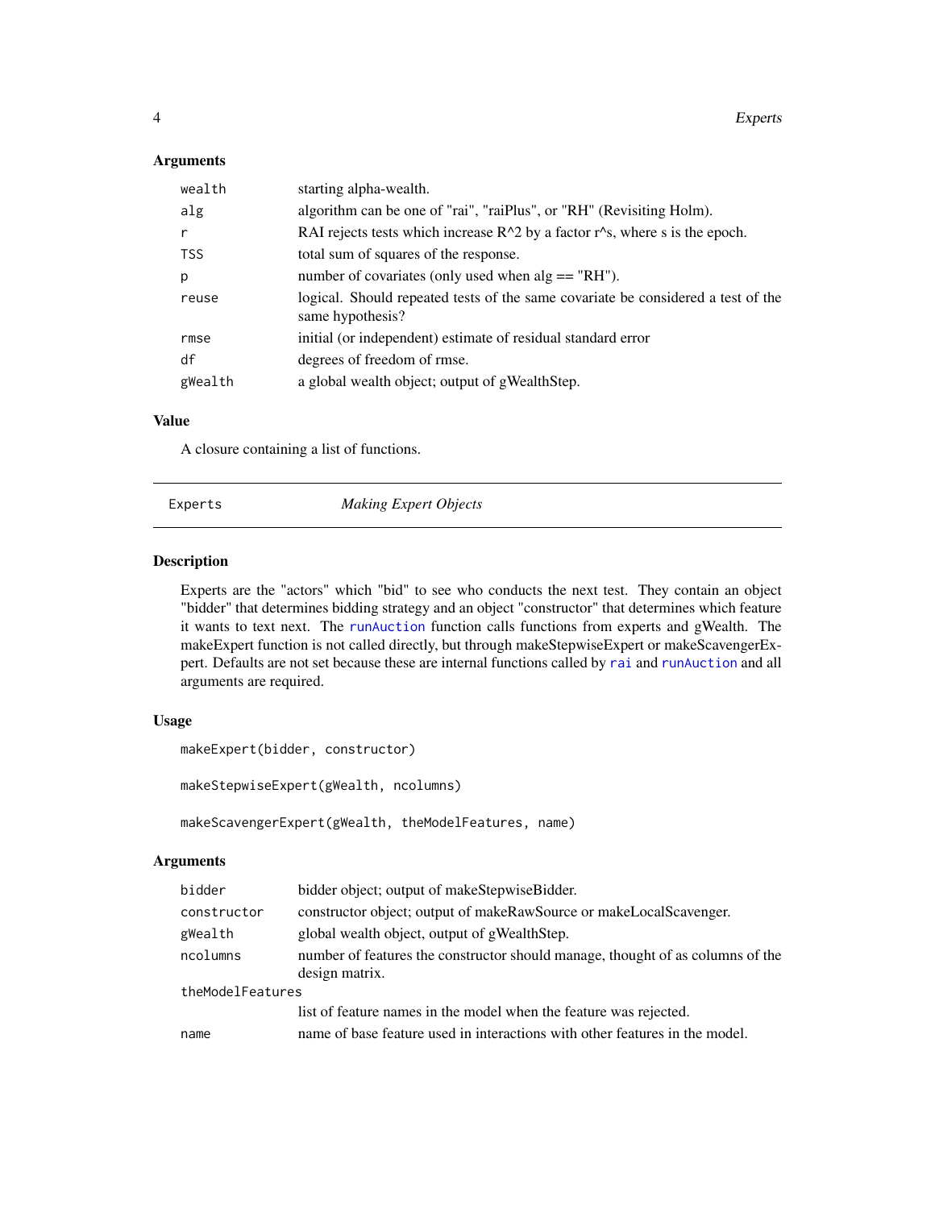### Arguments

| | |
|---|---|
| `wealth` | starting alpha-wealth. |
| `alg` | algorithm can be one of "rai", "raiPlus", or "RH" (Revisiting Holm). |
| `r` | RAI rejects tests which increase R^2 by a factor r^s, where s is the epoch. |
| `TSS` | total sum of squares of the response. |
| `p` | number of covariates (only used when alg == "RH"). |
| `reuse` | logical. Should repeated tests of the same covariate be considered a test of the same hypothesis? |
| `rmse` | initial (or independent) estimate of residual standard error |
| `df` | degrees of freedom of rmse. |
| `gWealth` | a global wealth object; output of gWealthStep. |

### Value

A closure containing a list of functions.

## Experts — *Making Expert Objects*

### Description

Experts are the "actors" which "bid" to see who conducts the next test. They contain an object "bidder" that determines bidding strategy and an object "constructor" that determines which feature it wants to text next. The `runAuction` function calls functions from experts and gWealth. The makeExpert function is not called directly, but through makeStepwiseExpert or makeScavengerExpert. Defaults are not set because these are internal functions called by `rai` and `runAuction` and all arguments are required.

### Usage

```
makeExpert(bidder, constructor)

makeStepwiseExpert(gWealth, ncolumns)

makeScavengerExpert(gWealth, theModelFeatures, name)
```

### Arguments

| | |
|---|---|
| `bidder` | bidder object; output of makeStepwiseBidder. |
| `constructor` | constructor object; output of makeRawSource or makeLocalScavenger. |
| `gWealth` | global wealth object, output of gWealthStep. |
| `ncolumns` | number of features the constructor should manage, thought of as columns of the design matrix. |
| `theModelFeatures` | list of feature names in the model when the feature was rejected. |
| `name` | name of base feature used in interactions with other features in the model. |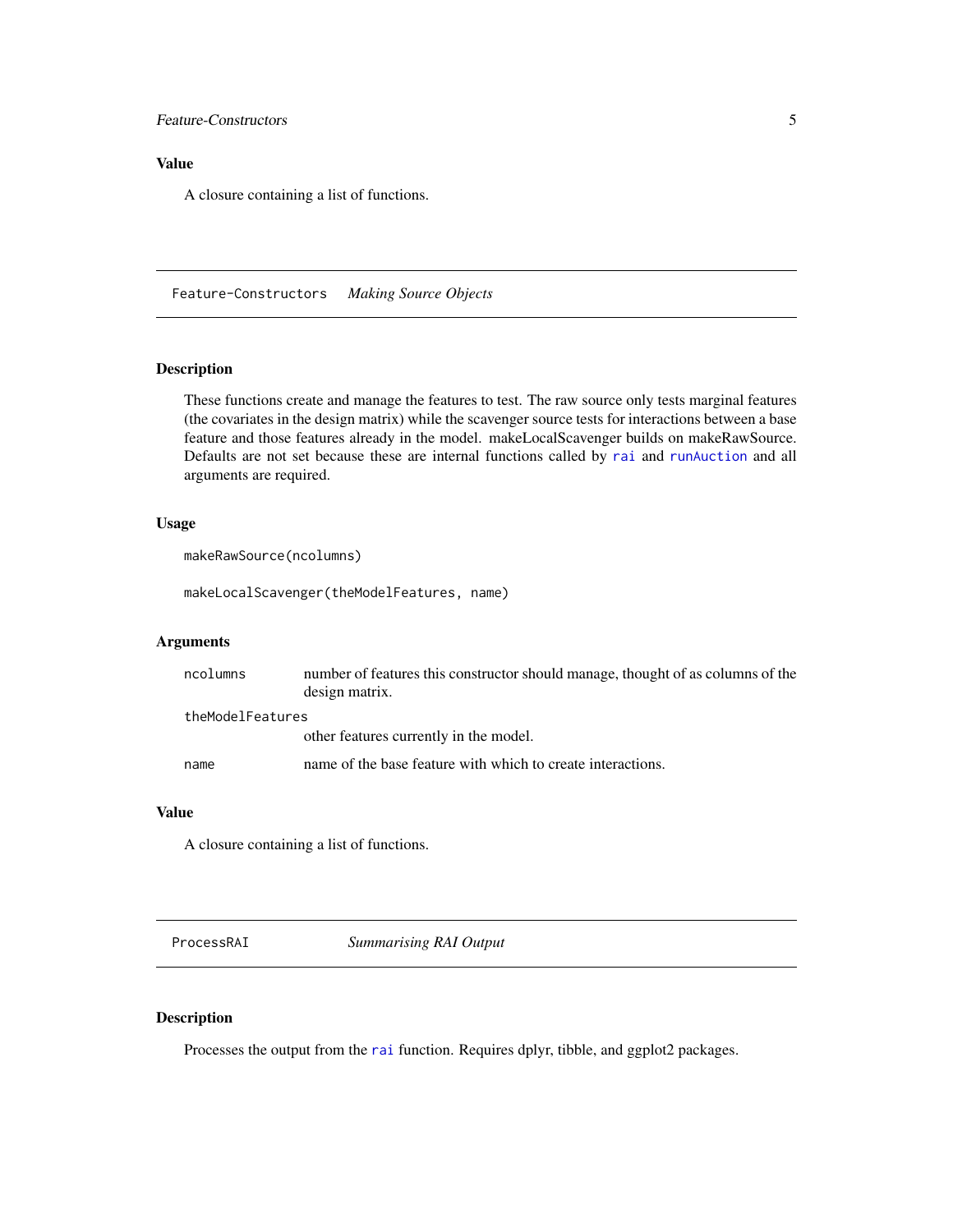## Value

A closure containing a list of functions.

---

`Feature-Constructors` *Making Source Objects*

---

### Description

These functions create and manage the features to test. The raw source only tests marginal features (the covariates in the design matrix) while the scavenger source tests for interactions between a base feature and those features already in the model. makeLocalScavenger builds on makeRawSource. Defaults are not set because these are internal functions called by `rai` and `runAuction` and all arguments are required.

### Usage

```
makeRawSource(ncolumns)

makeLocalScavenger(theModelFeatures, name)
```

### Arguments

| | |
|---|---|
| `ncolumns` | number of features this constructor should manage, thought of as columns of the design matrix. |
| `theModelFeatures` | other features currently in the model. |
| `name` | name of the base feature with which to create interactions. |

### Value

A closure containing a list of functions.

---

`ProcessRAI` *Summarising RAI Output*

---

### Description

Processes the output from the `rai` function. Requires dplyr, tibble, and ggplot2 packages.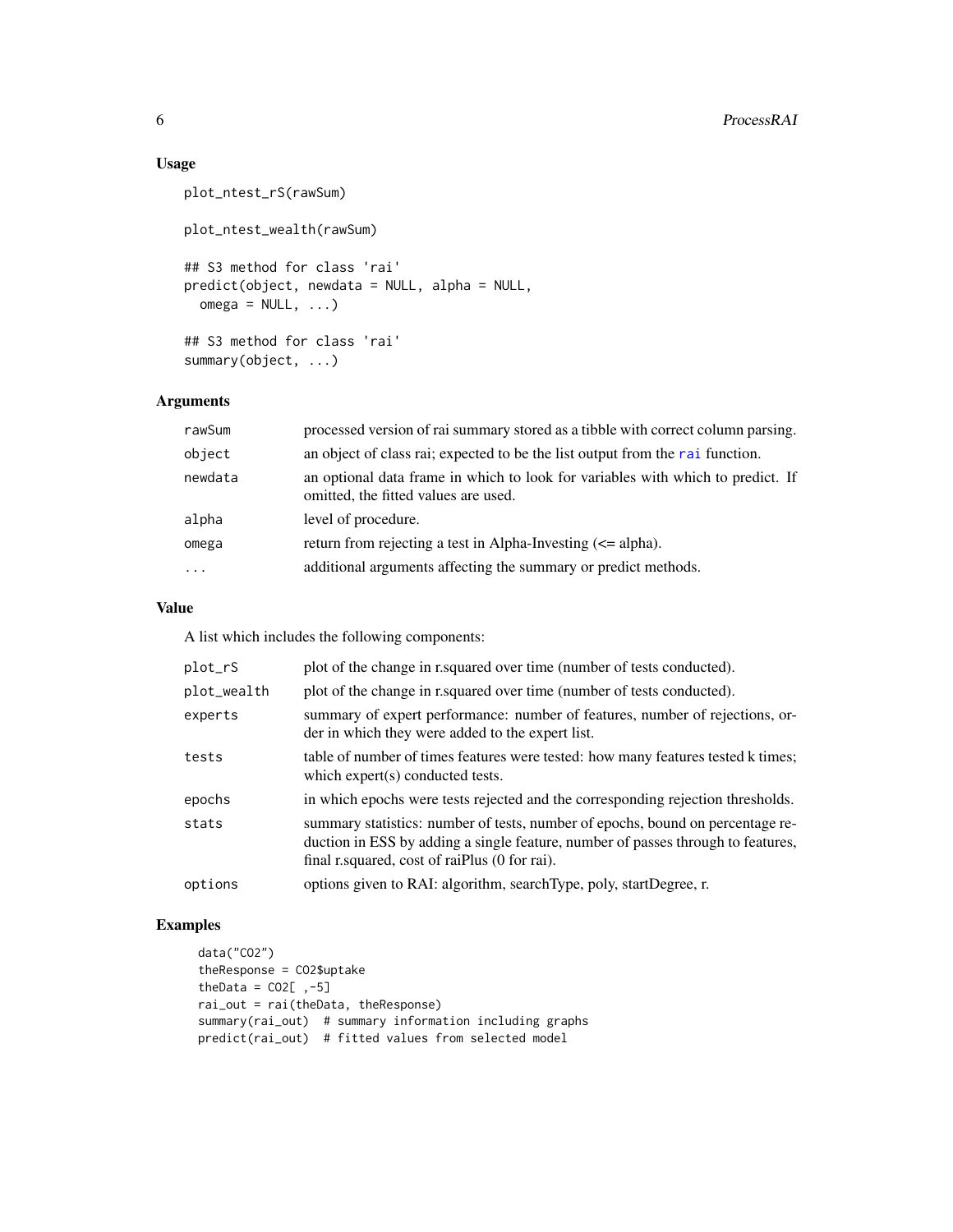## Usage

```
plot_ntest_rS(rawSum)

plot_ntest_wealth(rawSum)

## S3 method for class 'rai'
predict(object, newdata = NULL, alpha = NULL,
  omega = NULL, ...)

## S3 method for class 'rai'
summary(object, ...)
```

## Arguments

| | |
|---|---|
| rawSum | processed version of rai summary stored as a tibble with correct column parsing. |
| object | an object of class rai; expected to be the list output from the rai function. |
| newdata | an optional data frame in which to look for variables with which to predict. If omitted, the fitted values are used. |
| alpha | level of procedure. |
| omega | return from rejecting a test in Alpha-Investing (<= alpha). |
| ... | additional arguments affecting the summary or predict methods. |

## Value

A list which includes the following components:

| | |
|---|---|
| plot_rS | plot of the change in r.squared over time (number of tests conducted). |
| plot_wealth | plot of the change in r.squared over time (number of tests conducted). |
| experts | summary of expert performance: number of features, number of rejections, order in which they were added to the expert list. |
| tests | table of number of times features were tested: how many features tested k times; which expert(s) conducted tests. |
| epochs | in which epochs were tests rejected and the corresponding rejection thresholds. |
| stats | summary statistics: number of tests, number of epochs, bound on percentage reduction in ESS by adding a single feature, number of passes through to features, final r.squared, cost of raiPlus (0 for rai). |
| options | options given to RAI: algorithm, searchType, poly, startDegree, r. |

## Examples

```
data("CO2")
theResponse = CO2$uptake
theData = CO2[ ,-5]
rai_out = rai(theData, theResponse)
summary(rai_out)  # summary information including graphs
predict(rai_out)  # fitted values from selected model
```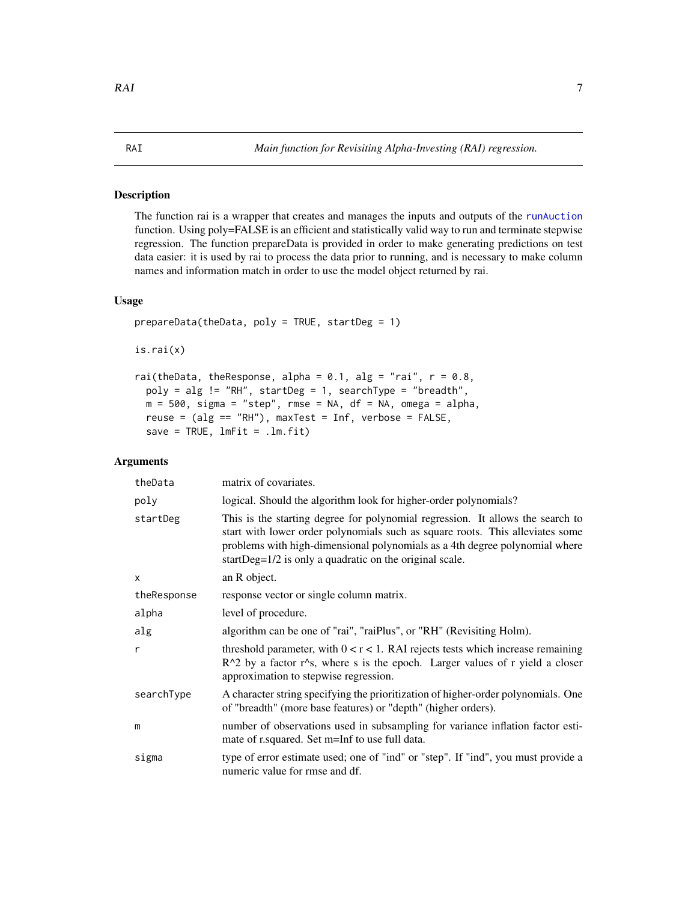## RAI — *Main function for Revisiting Alpha-Investing (RAI) regression.*

### Description

The function rai is a wrapper that creates and manages the inputs and outputs of the runAuction function. Using poly=FALSE is an efficient and statistically valid way to run and terminate stepwise regression. The function prepareData is provided in order to make generating predictions on test data easier: it is used by rai to process the data prior to running, and is necessary to make column names and information match in order to use the model object returned by rai.

### Usage

```
prepareData(theData, poly = TRUE, startDeg = 1)

is.rai(x)

rai(theData, theResponse, alpha = 0.1, alg = "rai", r = 0.8,
  poly = alg != "RH", startDeg = 1, searchType = "breadth",
  m = 500, sigma = "step", rmse = NA, df = NA, omega = alpha,
  reuse = (alg == "RH"), maxTest = Inf, verbose = FALSE,
  save = TRUE, lmFit = .lm.fit)
```

### Arguments

| Argument | Description |
|---|---|
| theData | matrix of covariates. |
| poly | logical. Should the algorithm look for higher-order polynomials? |
| startDeg | This is the starting degree for polynomial regression. It allows the search to start with lower order polynomials such as square roots. This alleviates some problems with high-dimensional polynomials as a 4th degree polynomial where startDeg=1/2 is only a quadratic on the original scale. |
| x | an R object. |
| theResponse | response vector or single column matrix. |
| alpha | level of procedure. |
| alg | algorithm can be one of "rai", "raiPlus", or "RH" (Revisiting Holm). |
| r | threshold parameter, with $0 < r < 1$. RAI rejects tests which increase remaining $R^2$ by a factor $r^s$, where s is the epoch. Larger values of r yield a closer approximation to stepwise regression. |
| searchType | A character string specifying the prioritization of higher-order polynomials. One of "breadth" (more base features) or "depth" (higher orders). |
| m | number of observations used in subsampling for variance inflation factor estimate of r.squared. Set m=Inf to use full data. |
| sigma | type of error estimate used; one of "ind" or "step". If "ind", you must provide a numeric value for rmse and df. |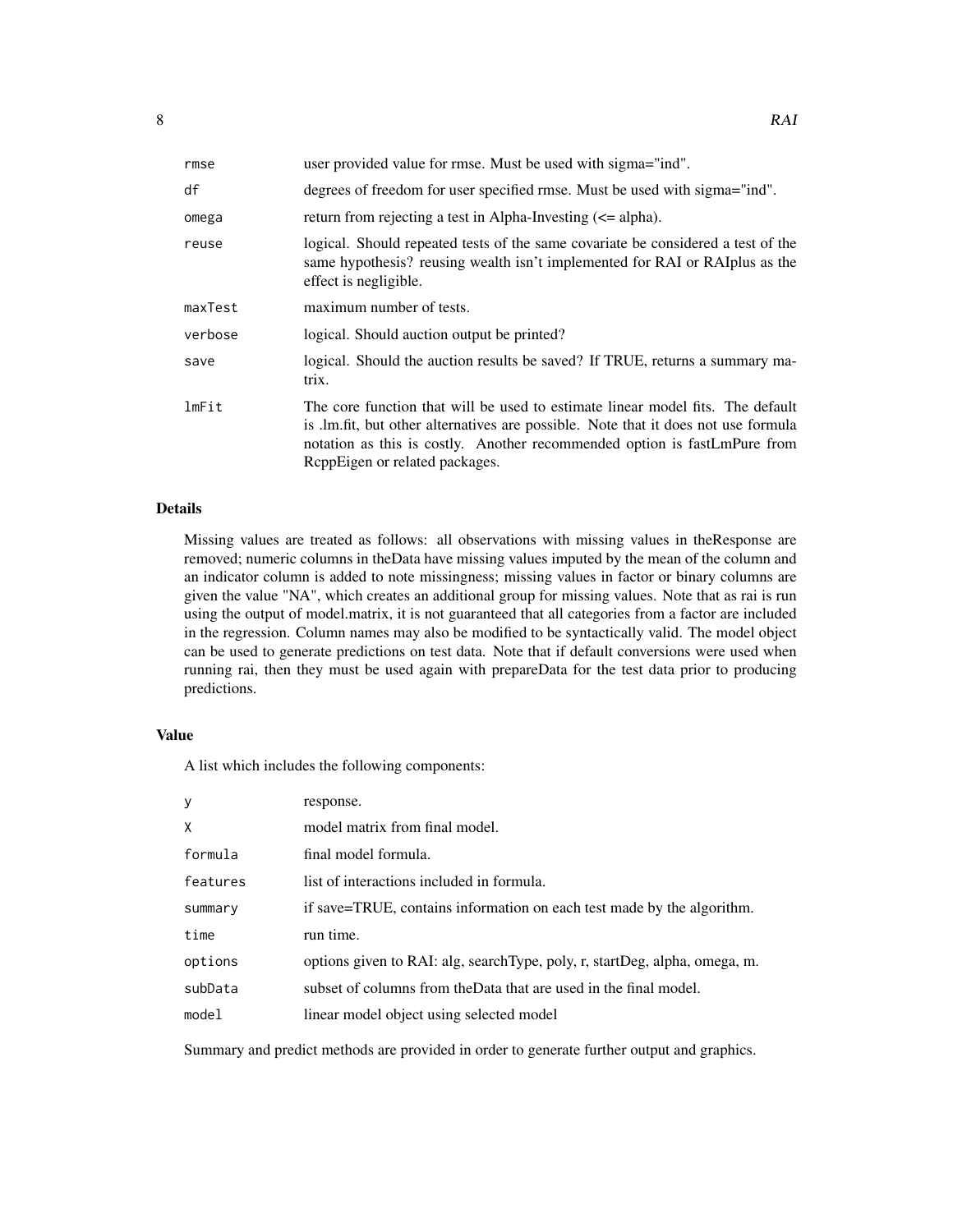| | |
|---|---|
| rmse | user provided value for rmse. Must be used with sigma="ind". |
| df | degrees of freedom for user specified rmse. Must be used with sigma="ind". |
| omega | return from rejecting a test in Alpha-Investing (<= alpha). |
| reuse | logical. Should repeated tests of the same covariate be considered a test of the same hypothesis? reusing wealth isn't implemented for RAI or RAIplus as the effect is negligible. |
| maxTest | maximum number of tests. |
| verbose | logical. Should auction output be printed? |
| save | logical. Should the auction results be saved? If TRUE, returns a summary matrix. |
| lmFit | The core function that will be used to estimate linear model fits. The default is .lm.fit, but other alternatives are possible. Note that it does not use formula notation as this is costly. Another recommended option is fastLmPure from RcppEigen or related packages. |

### Details

Missing values are treated as follows: all observations with missing values in theResponse are removed; numeric columns in theData have missing values imputed by the mean of the column and an indicator column is added to note missingness; missing values in factor or binary columns are given the value "NA", which creates an additional group for missing values. Note that as rai is run using the output of model.matrix, it is not guaranteed that all categories from a factor are included in the regression. Column names may also be modified to be syntactically valid. The model object can be used to generate predictions on test data. Note that if default conversions were used when running rai, then they must be used again with prepareData for the test data prior to producing predictions.

### Value

A list which includes the following components:

| | |
|---|---|
| y | response. |
| X | model matrix from final model. |
| formula | final model formula. |
| features | list of interactions included in formula. |
| summary | if save=TRUE, contains information on each test made by the algorithm. |
| time | run time. |
| options | options given to RAI: alg, searchType, poly, r, startDeg, alpha, omega, m. |
| subData | subset of columns from theData that are used in the final model. |
| model | linear model object using selected model |

Summary and predict methods are provided in order to generate further output and graphics.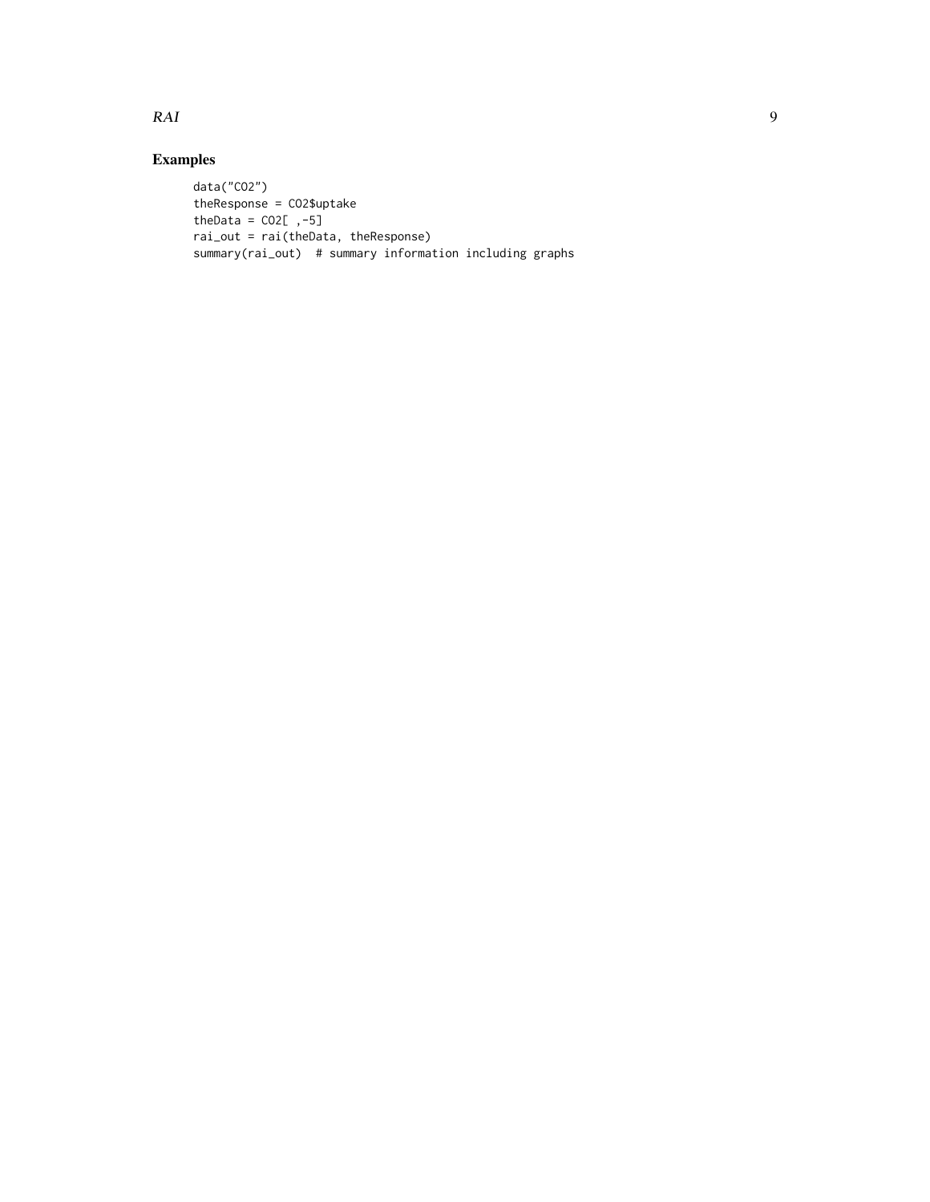## Examples

```
data("CO2")
theResponse = CO2$uptake
theData = CO2[ ,-5]
rai_out = rai(theData, theResponse)
summary(rai_out)  # summary information including graphs
```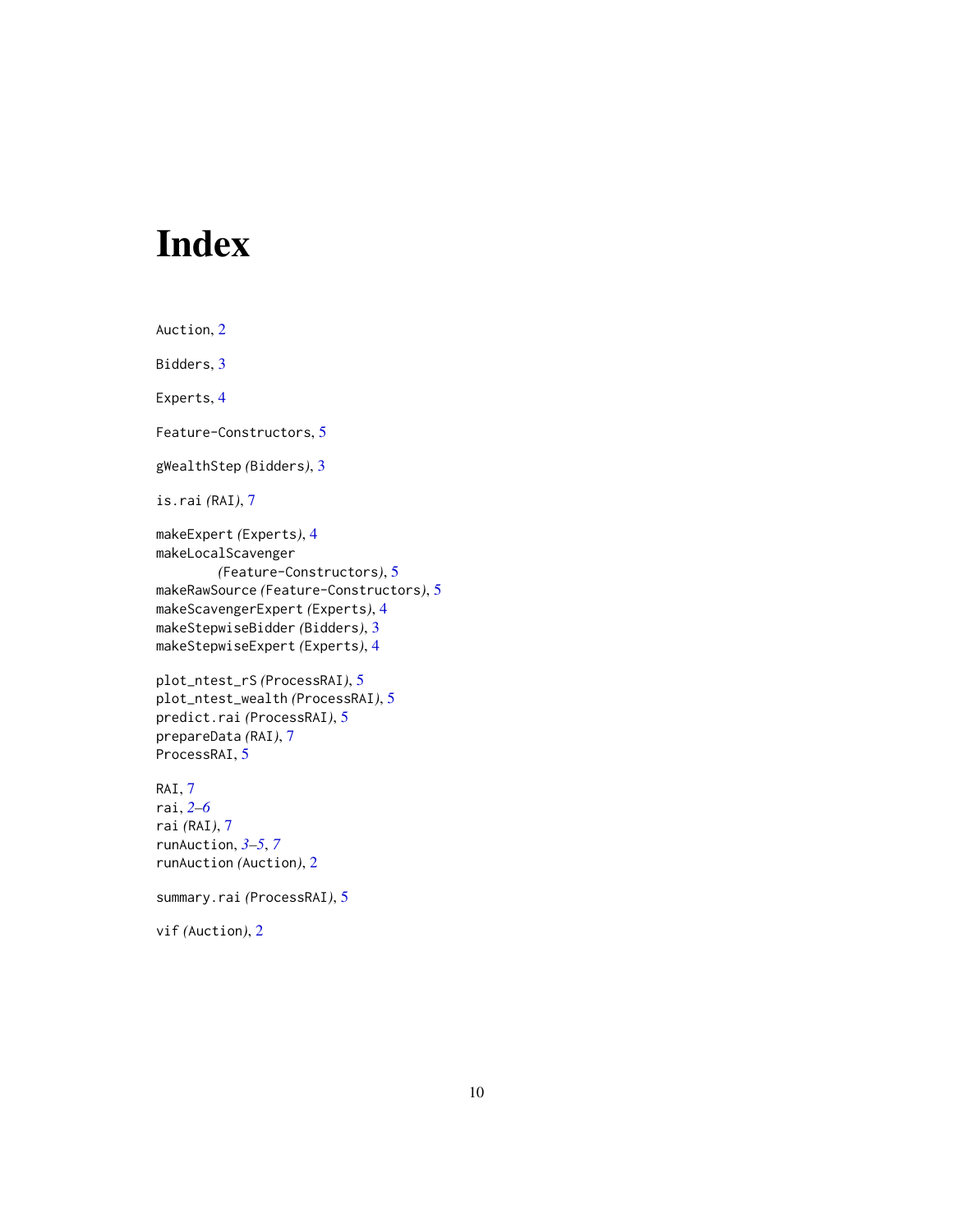# Index

Auction, 2

Bidders, 3

Experts, 4

Feature-Constructors, 5

gWealthStep *(Bidders)*, 3

is.rai *(RAI)*, 7

makeExpert *(Experts)*, 4
makeLocalScavenger *(Feature-Constructors)*, 5
makeRawSource *(Feature-Constructors)*, 5
makeScavengerExpert *(Experts)*, 4
makeStepwiseBidder *(Bidders)*, 3
makeStepwiseExpert *(Experts)*, 4

plot_ntest_rS *(ProcessRAI)*, 5
plot_ntest_wealth *(ProcessRAI)*, 5
predict.rai *(ProcessRAI)*, 5
prepareData *(RAI)*, 7
ProcessRAI, 5

RAI, 7
rai, *2–6*
rai *(RAI)*, 7
runAuction, *3–5*, *7*
runAuction *(Auction)*, 2

summary.rai *(ProcessRAI)*, 5

vif *(Auction)*, 2